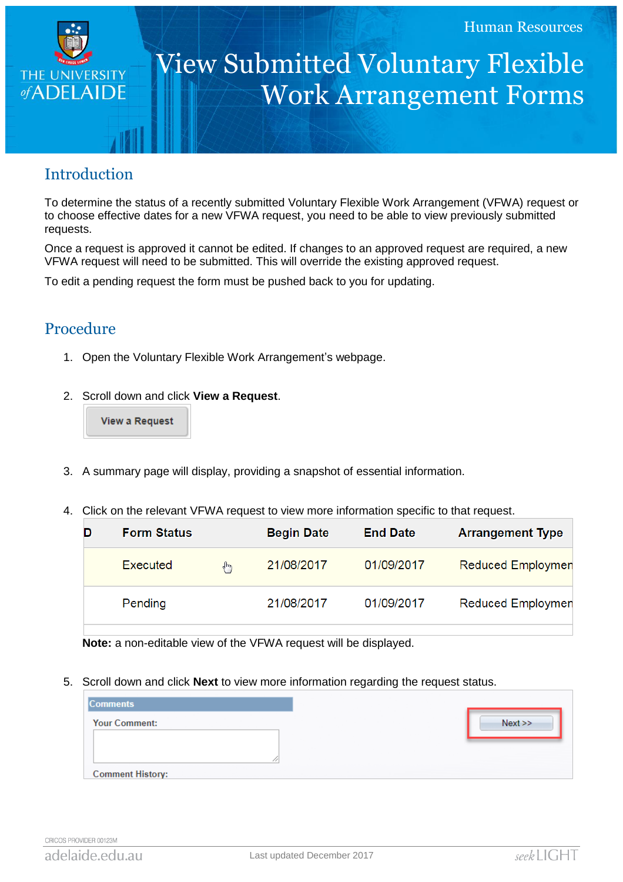Human Resources

# View Submitted Voluntary Flexible Work Arrangement Forms

## Introduction

To determine the status of a recently submitted Voluntary Flexible Work Arrangement (VFWA) request or to choose effective dates for a new VFWA request, you need to be able to view previously submitted requests.

Once a request is approved it cannot be edited. If changes to an approved request are required, a new VFWA request will need to be submitted. This will override the existing approved request.

To edit a pending request the form must be pushed back to you for updating.

## Procedure

1. Open the Voluntary Flexible Work Arrangement's webpage.

2. Scroll down and click **View a Request**.

   View a Request

3. A summary page will display, providing a snapshot of essential information.

4. Click on the relevant VFWA request to view more information specific to that request.

   | D | Form Status | Begin Date | End Date | Arrangement Type |
   |---|---|---|---|---|
   | | Executed | 21/08/2017 | 01/09/2017 | Reduced Employmen |
   | | Pending | 21/08/2017 | 01/09/2017 | Reduced Employmen |

   **Note:** a non-editable view of the VFWA request will be displayed.

5. Scroll down and click **Next** to view more information regarding the request status.

   Comments
   Your Comment:
   Comment History:
   Next >>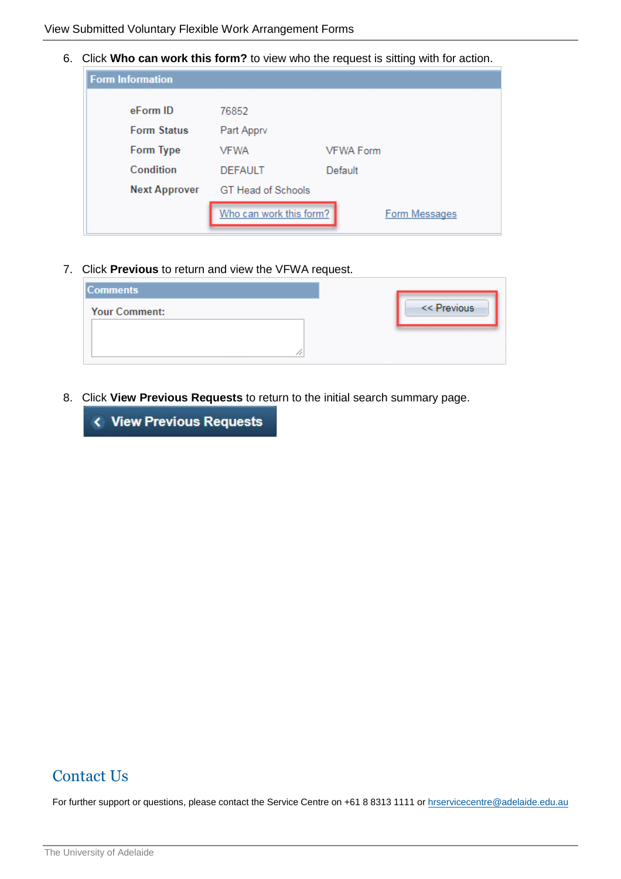6. Click **Who can work this form?** to view who the request is sitting with for action.

   **Form Information**

   | | | |
   |---|---|---|
   | eForm ID | 76852 | |
   | Form Status | Part Apprv | |
   | Form Type | VFWA | VFWA Form |
   | Condition | DEFAULT | Default |
   | Next Approver | GT Head of Schools | |

   Who can work this form? Form Messages

7. Click **Previous** to return and view the VFWA request.

   Comments

   Your Comment:

   << Previous

8. Click **View Previous Requests** to return to the initial search summary page.

   View Previous Requests

## Contact Us

For further support or questions, please contact the Service Centre on +61 8 8313 1111 or hrservicecentre@adelaide.edu.au